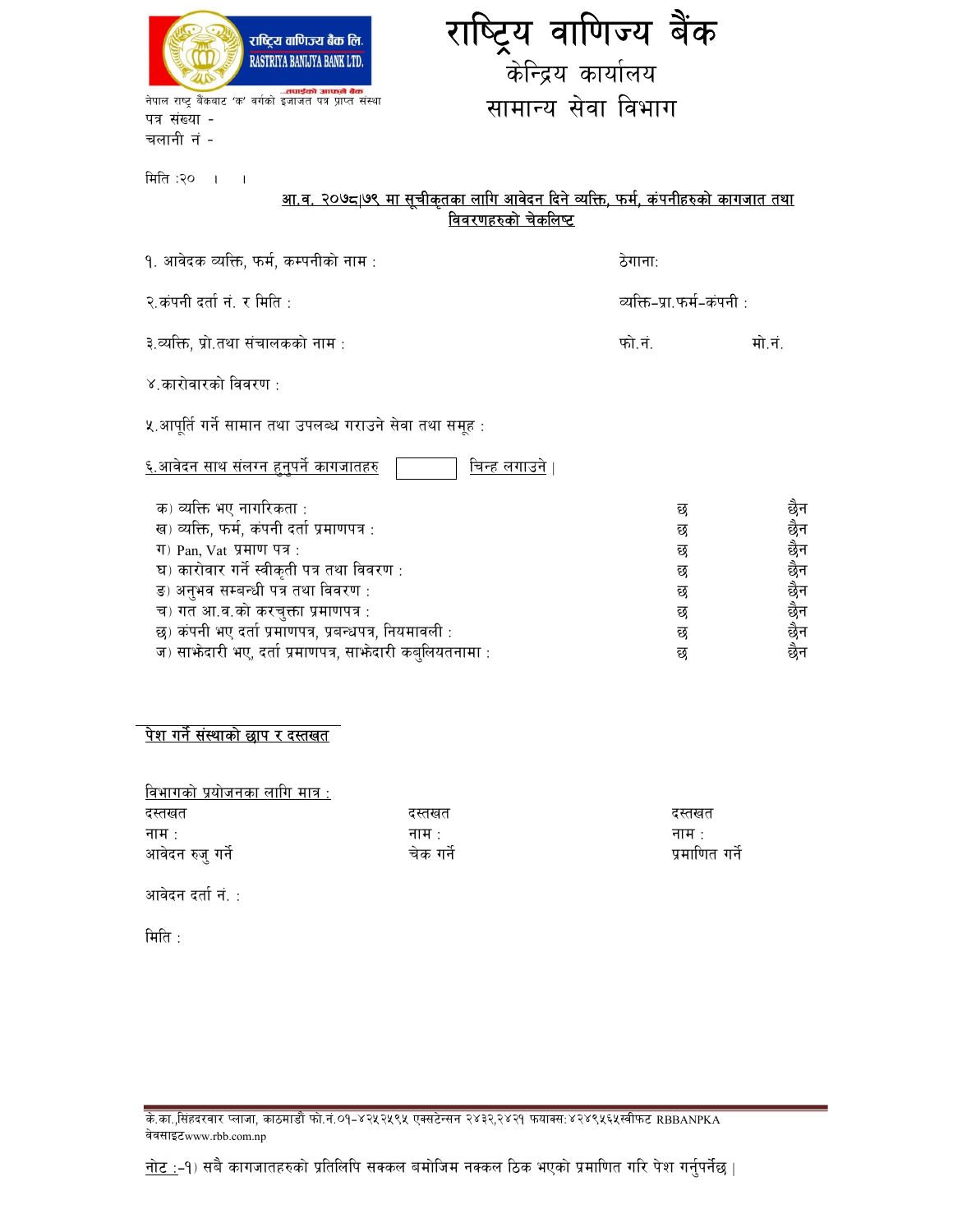राष्ट्रिय वाणिज्य बैंक लि.
RASTRIYA BANIJYA BANK LTD.
...तपाईंको आफ्नै बैंक

नेपाल राष्ट्र बैंकबाट 'क' वर्गको इजाजत पत्र प्राप्त संस्था

# राष्ट्रिय वाणिज्य बैंक
## केन्द्रिय कार्यालय
## सामान्य सेवा विभाग

पत्र संख्या -
चलानी नं -

मिति :२० । ।

**आ.व. २०७८।७९ मा सूचीकृतका लागि आवेदन दिने व्यक्ति, फर्म, कंपनीहरुको कागजात तथा विवरणहरुको चेकलिष्ट**

१. आवेदक व्यक्ति, फर्म, कम्पनीको नाम : ठेगाना:

२.कंपनी दर्ता नं. र मिति : व्यक्ति-प्रा.फर्म-कंपनी :

३.व्यक्ति, प्रो.तथा संचालकको नाम : फो.नं. मो.नं.

४.कारोवारको विवरण :

५.आपूर्ति गर्ने सामान तथा उपलब्ध गराउने सेवा तथा समूह :

६.आवेदन साथ संलग्न हुनुपर्ने कागजातहरु [ ] चिन्ह लगाउने ।

| | | |
|---|---|---|
| क) व्यक्ति भए नागरिकता : | छ | छैन |
| ख) व्यक्ति, फर्म, कंपनी दर्ता प्रमाणपत्र : | छ | छैन |
| ग) Pan, Vat प्रमाण पत्र : | छ | छैन |
| घ) कारोवार गर्ने स्वीकृती पत्र तथा विवरण : | छ | छैन |
| ङ) अनुभव सम्बन्धी पत्र तथा विवरण : | छ | छैन |
| च) गत आ.व.को करचुक्ता प्रमाणपत्र : | छ | छैन |
| छ) कंपनी भए दर्ता प्रमाणपत्र, प्रबन्धपत्र, नियमावली : | छ | छैन |
| ज) साझेदारी भए, दर्ता प्रमाणपत्र, साझेदारी कबुलियतनामा : | छ | छैन |

पेश गर्ने संस्थाको छाप र दस्तखत

विभागको प्रयोजनका लागि मात्र :

| | | |
|---|---|---|
| दस्तखत | दस्तखत | दस्तखत |
| नाम : | नाम : | नाम : |
| आवेदन रुजु गर्ने | चेक गर्ने | प्रमाणित गर्ने |

आवेदन दर्ता नं. :

मिति :

के.का.,सिंहदरबार प्लाजा, काठमाडौं फो.नं.०१-४२५२५९५ एक्सटेन्सन २४३२,२४२१ फयाक्स:४२४९५६५स्वीफट RBBANPKA
वेवसाइटwww.rbb.com.np

नोट :-१) सबै कागजातहरुको प्रतिलिपि सक्कल बमोजिम नक्कल ठिक भएको प्रमाणित गरि पेश गर्नुपर्नेछ ।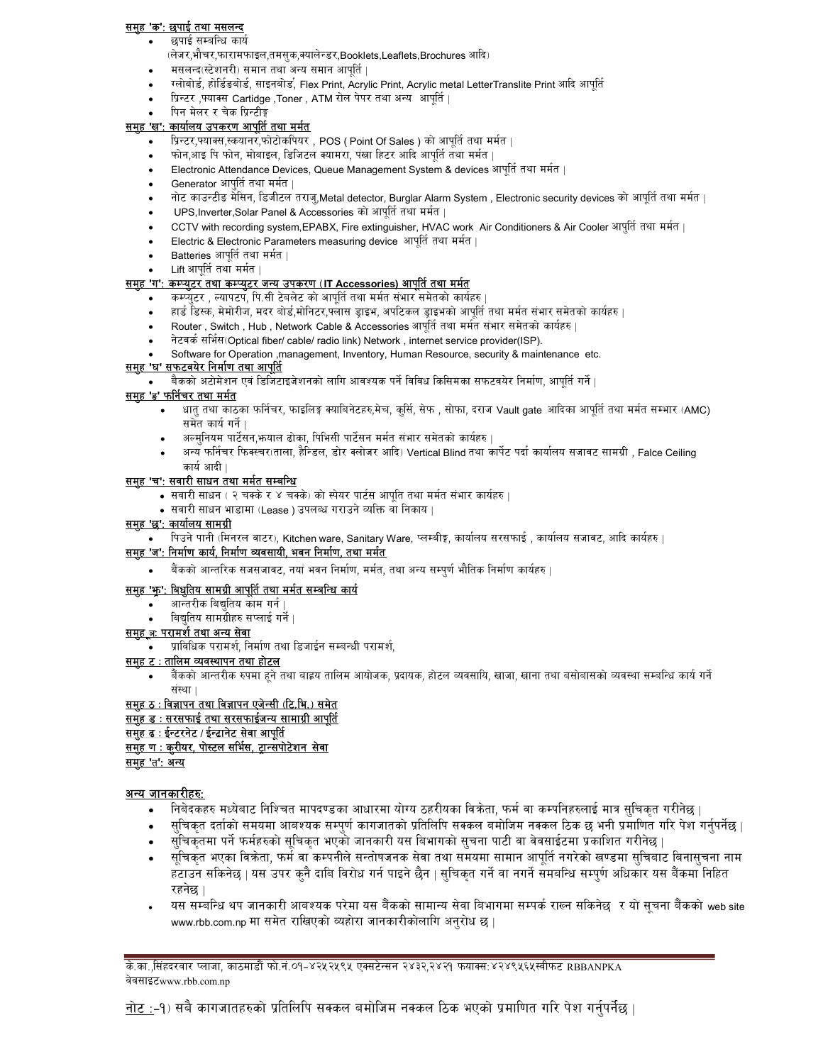**समुह 'क': छपाई तथा मसलन्द**

- छपाई सम्बन्धि कार्य (लेजर,भौचर,फारामफाइल,तमसुक,क्यालेन्डर,Booklets,Leaflets,Brochures आदि)
- मसलन्द(स्टेशनरी) समान तथा अन्य समान आपूर्ति ।
- ग्लोबोर्ड, होर्डिङबोर्ड, साइनबोर्ड, Flex Print, Acrylic Print, Acrylic metal LetterTranslite Print आदि आपूर्ति
- प्रिन्टर ,फ्याक्स Cartidge ,Toner , ATM रोल पेपर तथा अन्य आपूर्ति ।
- पिन मेलर र चेक प्रिन्टीङ्ग

**समुह 'ख': कार्यालय उपकरण आपूर्ति तथा मर्मत**

- प्रिन्टर,फयाक्स,स्कयानर,फोटोकपियर , POS ( Point Of Sales ) को आपूर्ति तथा मर्मत ।
- फोन,आइ पि फोन, मोबाइल, डिजिटल क्यामरा, पंखा हिटर आदि आपूर्ति तथा मर्मत ।
- Electronic Attendance Devices, Queue Management System & devices आपूर्ति तथा मर्मत ।
- Generator आपूर्ति तथा मर्मत ।
- नोट काउन्टीङ मेसिन, डिजीटल तराजु,Metal detector, Burglar Alarm System , Electronic security devices को आपूर्ति तथा मर्मत ।
- UPS,Inverter,Solar Panel & Accessories को आपूर्ति तथा मर्मत ।
- CCTV with recording system,EPABX, Fire extinguisher, HVAC work Air Conditioners & Air Cooler आपुर्ति तथा मर्मत ।
- Electric & Electronic Parameters measuring device आपूर्ति तथा मर्मत ।
- Batteries आपूर्ति तथा मर्मत ।
- Lift आपूर्ति तथा मर्मत ।

**समुह 'ग': कम्प्युटर तथा कम्प्युटर जन्य उपकरण (IT Accessories) आपूर्ति तथा मर्मत**

- कम्प्युटर , ल्यापटप, पि.सी टेबलेट को आपूर्ति तथा मर्मत संभार समेतको कार्यहरु ।
- हार्ड डिस्क, मेमोरीज, मदर बोर्ड,मोनिटर,फ्लास ड्राइभ, अपटिकल ड्राइभको आपूर्ति तथा मर्मत संभार समेतको कार्यहरु ।
- Router , Switch , Hub , Network Cable & Accessories आपूर्ति तथा मर्मत संभार समेतको कार्यहरु ।
- नेटवर्क सर्भिस(Optical fiber/ cable/ radio link) Network , internet service provider(ISP).
- Software for Operation ,management, Inventory, Human Resource, security & maintenance etc.

**समुह 'घ' सफटवयेर निर्माण तथा आपूर्ति**

- बैंकको अटोमेशन एवं डिजिटाइजेशनको लागि आवश्यक पर्ने विविध किसिमका सफटवयेर निर्माण, आपूर्ति गर्ने ।

**समुह 'ङ' फर्निचर तथा मर्मत**

- धातु तथा काठका फर्निचर, फाइलिङ्ग क्याबिनेटहरु,मेच, कुर्सि, सेफ , सोफा, दराज Vault gate आदिका आपूर्ति तथा मर्मत सम्भार (AMC) समेत कार्य गर्ने ।
- अल्मुनियम पार्टेसन,झ्याल ढोका, पिभिसी पार्टेसन मर्मत संभार समेतको कार्यहरु ।
- अन्य फर्निचर फिक्स्चर(ताला, हैन्डिल, डोर क्लोजर आदि) Vertical Blind तथा कार्पेट पर्दा कार्यालय सजावट सामग्री , Falce Ceiling कार्य आदी ।

**समुह 'च': सवारी साधन तथा मर्मत सम्बन्धि**

- सवारी साधन ( २ चक्के र ४ चक्के) को स्पेयर पार्टस आपुति तथा मर्मत संभार कार्यहरु ।
- सवारी साधन भाडामा (Lease ) उपलब्ध गराउने व्यक्ति वा निकाय ।

**समुह 'छ': कार्यालय सामग्री**

- पिउने पानी (मिनरल वाटर), Kitchen ware, Sanitary Ware, प्लम्बीङ्ग, कार्यालय सरसफाई , कार्यालय सजावट, आदि कार्यहरु ।

**समुह 'ज': निर्माण कार्य, निर्माण व्यवसायी, भवन निर्माण, तथा मर्मत**

- बैंकको आन्तरिक सजसजावट, नयां भवन निर्माण, मर्मत, तथा अन्य सम्पुर्ण भौतिक निर्माण कार्यहरु ।

**समुह 'झ': बिधुतिय सामग्री आपूर्ति तथा मर्मत सम्बन्धि कार्य**

- आन्तरीक बिद्युतिय काम गर्न ।
- बिद्युतिय सामग्रीहरु सप्लाई गर्ने ।

**समुह ञ: परामर्श तथा अन्य सेवा**

- प्राविधिक परामर्श, निर्माण तथा डिजाईन सम्बन्धी परामर्श,

**समुह ट : तालिम व्यवस्थापन तथा होटल**

- बैंकको आन्तरिक रुपमा हूने तथा बाह्रय तालिम आयोजक, प्रदायक, होटल व्यवसायि, खाजा, खाना तथा बसोबासको व्यवस्था सम्बन्धि कार्य गर्ने संस्था ।

**समुह ठ : विज्ञापन तथा विज्ञापन एजेन्सी (टि.भि.) समेत**

**समुह ड : सरसफाई तथा सरसफाईजन्य सामाग्री आपूर्ति**

**समुह ढ : ईन्टरनेट / ईन्द्रानेट सेवा आपूर्ति**

**समुह ण : कुरीयर, पोस्टल सर्भिस, ट्रान्सपोटेशन सेवा**

**समुह 'त': अन्य**

**अन्य जानकारीहरु:**

- निबेदकहरु मध्येबाट निश्चित मापदण्डका आधारमा योग्य ठहरीयका बिक्रेता, फर्म वा कम्पनिहरुलाई मात्र सुचिकृत गरीनेछ ।
- सुचिकृत दर्ताको समयमा आबश्यक सम्पूर्ण कागजातको प्रतिलिपि सक्कल बमोजिम नक्कल ठिक छ भनी प्रमाणित गरि पेश गर्नुपर्नेछ ।
- सुचिकृतमा पर्ने फर्महरुको सूचिकृत भएको जानकारी यस बिभागको सुचना पाटी वा वेवसाईटमा प्रकाशित गरीनेछ ।
- सूचिकृत भएका बिक्रेता, फर्म वा कम्पनीले सन्तोषजनक सेवा तथा समयमा सामान आपूर्ति नगरेको खण्डमा सुचिबाट बिनासुचना नाम हटाउन सकिनेछ । यस उपर कुनै दाबि बिरोध गर्न पाइने छैन । सुचिकृत गर्ने वा नगर्ने समबन्धि सम्पुर्ण अधिकार यस बैंकमा निहित रहनेछ ।
- यस सम्बन्धि थप जानकारी आबश्यक परेमा यस बैंकको सामान्य सेवा बिभागमा सम्पर्क राख्न सकिनेछ र यो सूचना बैंकको web site www.rbb.com.np मा समेत राखिएको व्यहोरा जानकारीकोलागि अनुरोध छ ।

के.का.,सिंहदरबार प्लाजा, काठमाडौं फो.नं.०१-४२५२५९५ एक्सटेन्सन २४३२,२४२१ फयाक्स:४२४९५६५स्वीफट RBBANPKA वेवसाइटwww.rbb.com.np

नोट :-१) सबै कागजातहरुको प्रतिलिपि सक्कल बमोजिम नक्कल ठिक भएको प्रमाणित गरि पेश गर्नुपर्नेछ ।